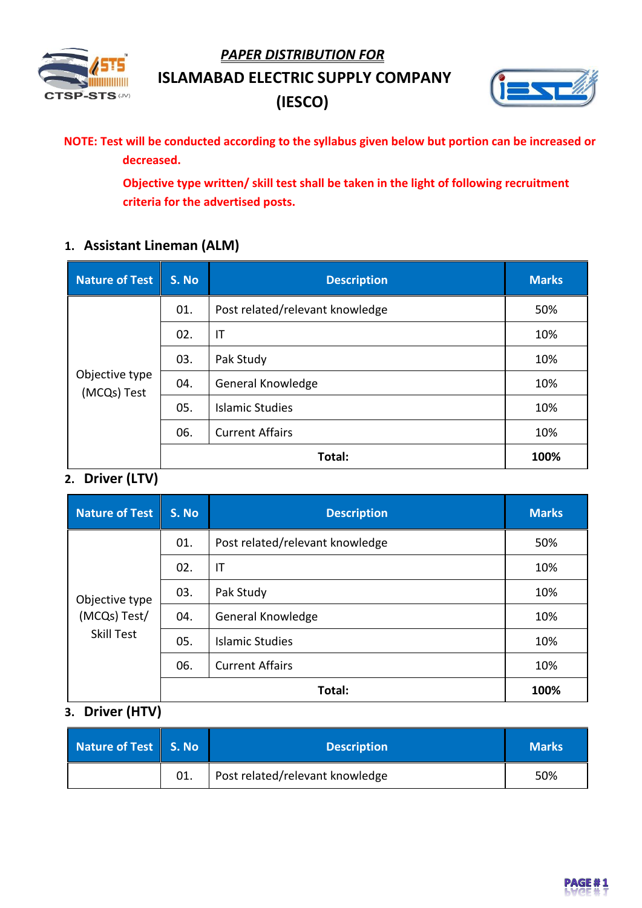## *PAPER DISTRIBUTION FOR*

# ISLAMABAD ELECTRIC SUPPLY COMPANY (IESCO)

**NOTE: Test will be conducted according to the syllabus given below but portion can be increased or decreased.**

**Objective type written/ skill test shall be taken in the light of following recruitment criteria for the advertised posts.**

### 1. Assistant Lineman (ALM)

| Nature of Test | S. No | Description | Marks |
|---|---|---|---|
| Objective type (MCQs) Test | 01. | Post related/relevant knowledge | 50% |
| | 02. | IT | 10% |
| | 03. | Pak Study | 10% |
| | 04. | General Knowledge | 10% |
| | 05. | Islamic Studies | 10% |
| | 06. | Current Affairs | 10% |
| | | **Total:** | **100%** |

### 2. Driver (LTV)

| Nature of Test | S. No | Description | Marks |
|---|---|---|---|
| Objective type (MCQs) Test/ Skill Test | 01. | Post related/relevant knowledge | 50% |
| | 02. | IT | 10% |
| | 03. | Pak Study | 10% |
| | 04. | General Knowledge | 10% |
| | 05. | Islamic Studies | 10% |
| | 06. | Current Affairs | 10% |
| | | **Total:** | **100%** |

### 3. Driver (HTV)

| Nature of Test | S. No | Description | Marks |
|---|---|---|---|
| | 01. | Post related/relevant knowledge | 50% |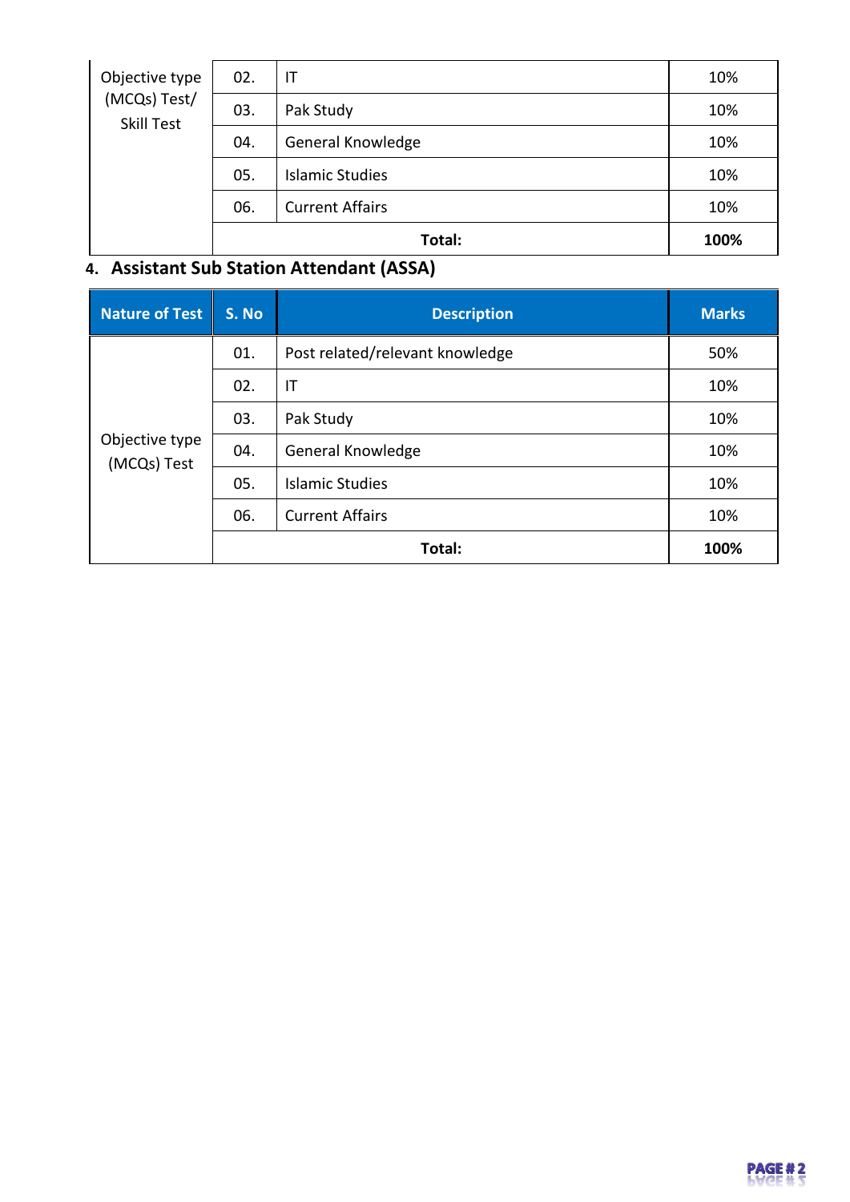| | | | |
|---|---|---|---|
| Objective type (MCQs) Test/ Skill Test | 02. | IT | 10% |
| | 03. | Pak Study | 10% |
| | 04. | General Knowledge | 10% |
| | 05. | Islamic Studies | 10% |
| | 06. | Current Affairs | 10% |
| | | **Total:** | **100%** |

4. **Assistant Sub Station Attendant (ASSA)**

| Nature of Test | S. No | Description | Marks |
|---|---|---|---|
| Objective type (MCQs) Test | 01. | Post related/relevant knowledge | 50% |
| | 02. | IT | 10% |
| | 03. | Pak Study | 10% |
| | 04. | General Knowledge | 10% |
| | 05. | Islamic Studies | 10% |
| | 06. | Current Affairs | 10% |
| | | **Total:** | **100%** |